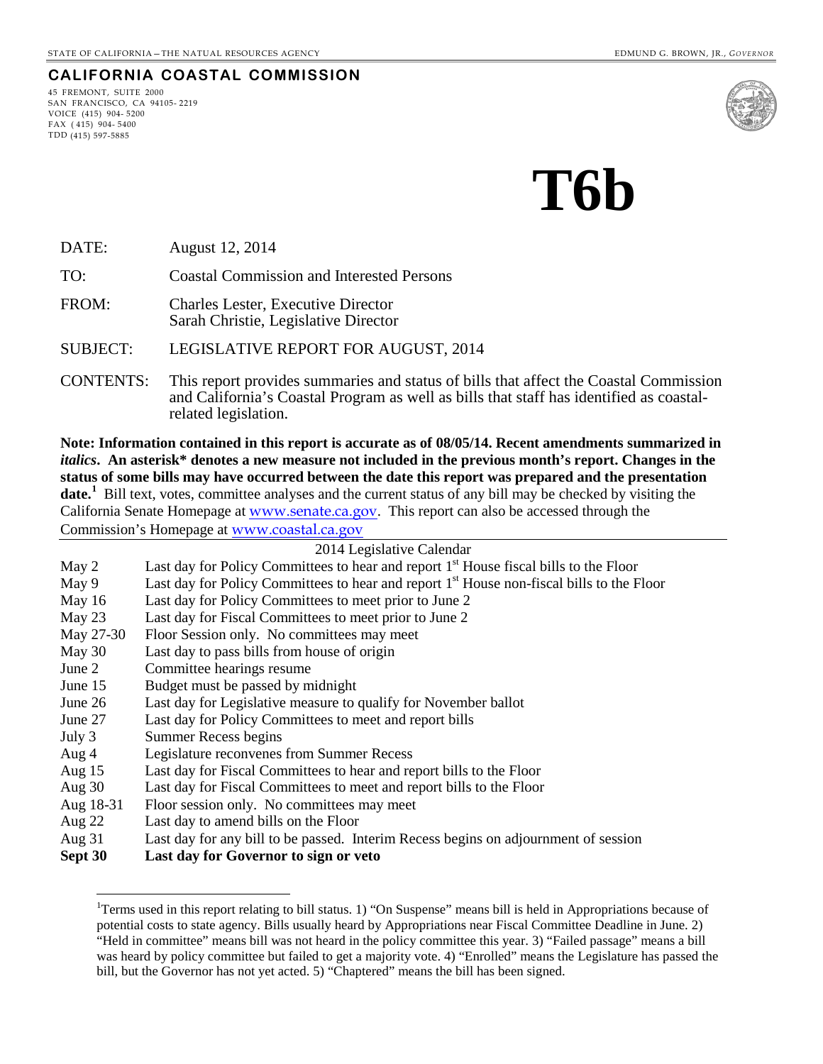STATE OF CALIFORNIA – THE NATURAL RESOURCES AGENCY — EDMUND G. BROWN, JR., *GOVERNOR*

**CALIFORNIA COASTAL COMMISSION**

45 FREMONT, SUITE 2000
SAN FRANCISCO, CA 94105-2219
VOICE (415) 904-5200
FAX (415) 904-5400
TDD (415) 597-5885

# T6b

DATE: August 12, 2014

TO: Coastal Commission and Interested Persons

FROM: Charles Lester, Executive Director
Sarah Christie, Legislative Director

SUBJECT: LEGISLATIVE REPORT FOR AUGUST, 2014

CONTENTS: This report provides summaries and status of bills that affect the Coastal Commission and California's Coastal Program as well as bills that staff has identified as coastal-related legislation.

**Note: Information contained in this report is accurate as of 08/05/14. Recent amendments summarized in *italics*. An asterisk* denotes a new measure not included in the previous month's report. Changes in the status of some bills may have occurred between the date this report was prepared and the presentation date.[1]** Bill text, votes, committee analyses and the current status of any bill may be checked by visiting the California Senate Homepage at www.senate.ca.gov. This report can also be accessed through the Commission's Homepage at www.coastal.ca.gov

**2014 Legislative Calendar**

| | |
|---|---|
| May 2 | Last day for Policy Committees to hear and report 1st House fiscal bills to the Floor |
| May 9 | Last day for Policy Committees to hear and report 1st House non-fiscal bills to the Floor |
| May 16 | Last day for Policy Committees to meet prior to June 2 |
| May 23 | Last day for Fiscal Committees to meet prior to June 2 |
| May 27-30 | Floor Session only. No committees may meet |
| May 30 | Last day to pass bills from house of origin |
| June 2 | Committee hearings resume |
| June 15 | Budget must be passed by midnight |
| June 26 | Last day for Legislative measure to qualify for November ballot |
| June 27 | Last day for Policy Committees to meet and report bills |
| July 3 | Summer Recess begins |
| Aug 4 | Legislature reconvenes from Summer Recess |
| Aug 15 | Last day for Fiscal Committees to hear and report bills to the Floor |
| Aug 30 | Last day for Fiscal Committees to meet and report bills to the Floor |
| Aug 18-31 | Floor session only. No committees may meet |
| Aug 22 | Last day to amend bills on the Floor |
| Aug 31 | Last day for any bill to be passed. Interim Recess begins on adjournment of session |
| **Sept 30** | **Last day for Governor to sign or veto** |

[1]Terms used in this report relating to bill status. 1) "On Suspense" means bill is held in Appropriations because of potential costs to state agency. Bills usually heard by Appropriations near Fiscal Committee Deadline in June. 2) "Held in committee" means bill was not heard in the policy committee this year. 3) "Failed passage" means a bill was heard by policy committee but failed to get a majority vote. 4) "Enrolled" means the Legislature has passed the bill, but the Governor has not yet acted. 5) "Chaptered" means the bill has been signed.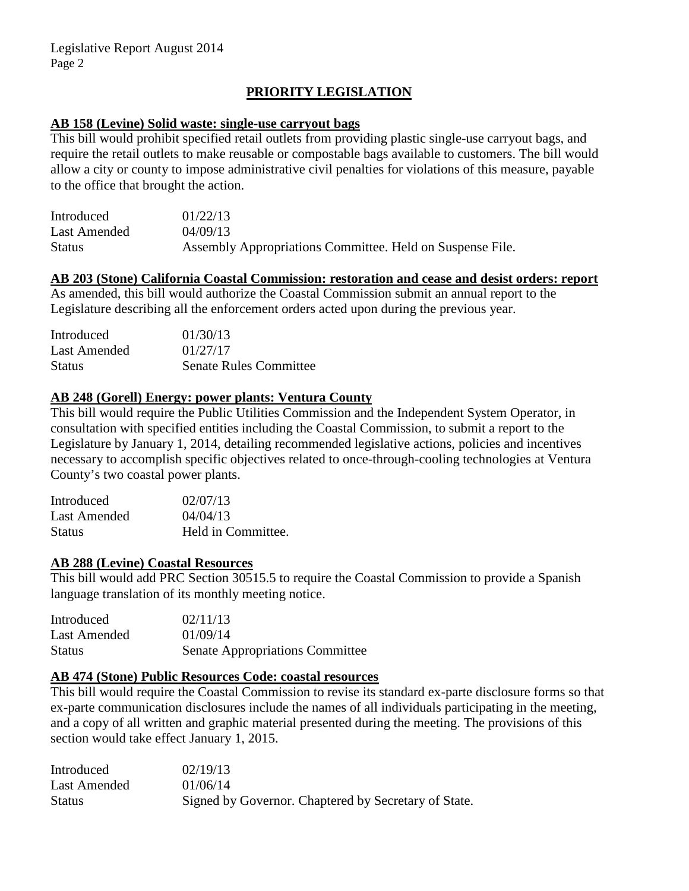## PRIORITY LEGISLATION

**AB 158 (Levine) Solid waste: single-use carryout bags**

This bill would prohibit specified retail outlets from providing plastic single-use carryout bags, and require the retail outlets to make reusable or compostable bags available to customers. The bill would allow a city or county to impose administrative civil penalties for violations of this measure, payable to the office that brought the action.

| | |
|---|---|
| Introduced | 01/22/13 |
| Last Amended | 04/09/13 |
| Status | Assembly Appropriations Committee. Held on Suspense File. |

**AB 203 (Stone) California Coastal Commission: restoration and cease and desist orders: report**

As amended, this bill would authorize the Coastal Commission submit an annual report to the Legislature describing all the enforcement orders acted upon during the previous year.

| | |
|---|---|
| Introduced | 01/30/13 |
| Last Amended | 01/27/17 |
| Status | Senate Rules Committee |

**AB 248 (Gorell) Energy: power plants: Ventura County**

This bill would require the Public Utilities Commission and the Independent System Operator, in consultation with specified entities including the Coastal Commission, to submit a report to the Legislature by January 1, 2014, detailing recommended legislative actions, policies and incentives necessary to accomplish specific objectives related to once-through-cooling technologies at Ventura County's two coastal power plants.

| | |
|---|---|
| Introduced | 02/07/13 |
| Last Amended | 04/04/13 |
| Status | Held in Committee. |

**AB 288 (Levine) Coastal Resources**

This bill would add PRC Section 30515.5 to require the Coastal Commission to provide a Spanish language translation of its monthly meeting notice.

| | |
|---|---|
| Introduced | 02/11/13 |
| Last Amended | 01/09/14 |
| Status | Senate Appropriations Committee |

**AB 474 (Stone) Public Resources Code: coastal resources**

This bill would require the Coastal Commission to revise its standard ex-parte disclosure forms so that ex-parte communication disclosures include the names of all individuals participating in the meeting, and a copy of all written and graphic material presented during the meeting. The provisions of this section would take effect January 1, 2015.

| | |
|---|---|
| Introduced | 02/19/13 |
| Last Amended | 01/06/14 |
| Status | Signed by Governor. Chaptered by Secretary of State. |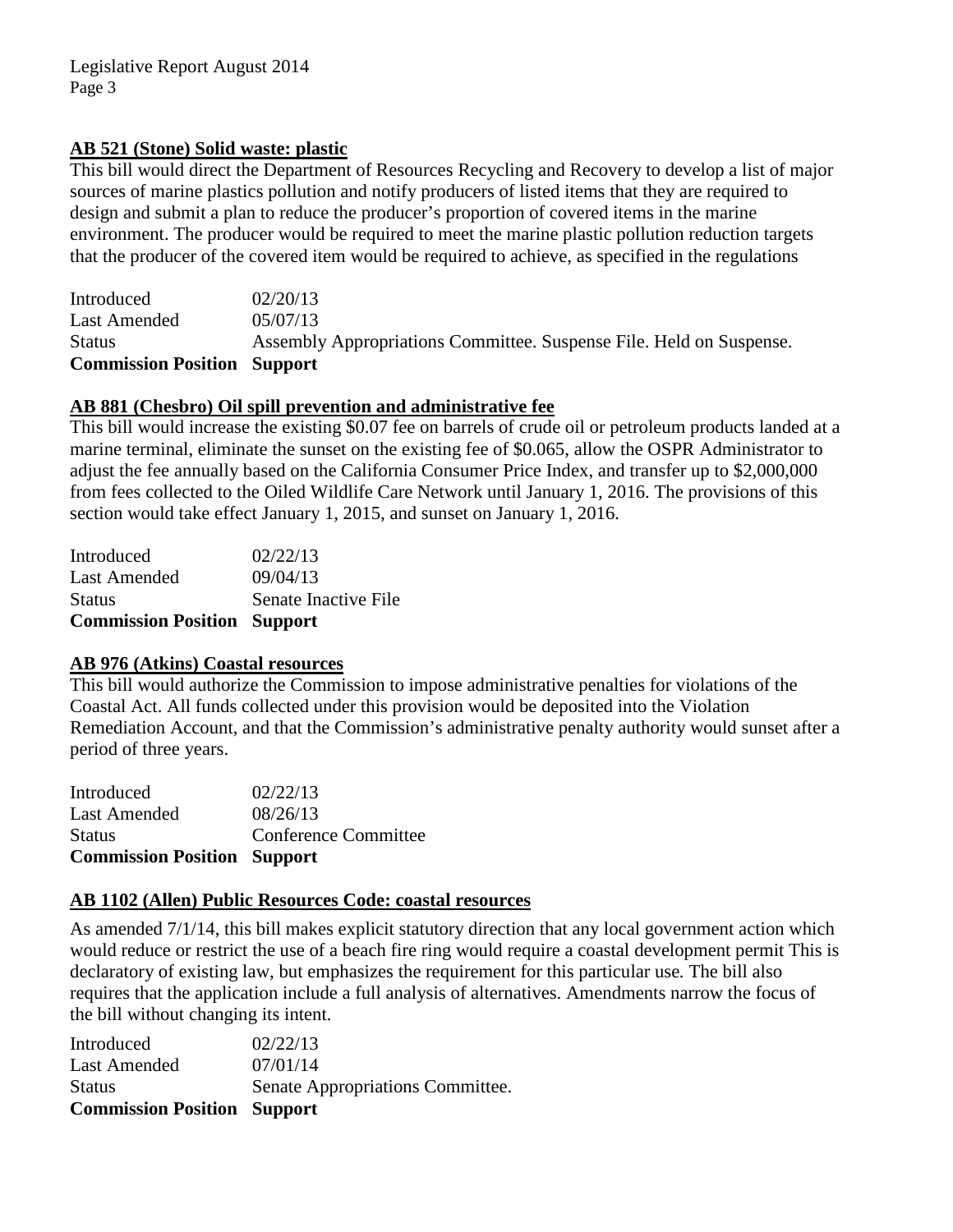## AB 521 (Stone) Solid waste: plastic

This bill would direct the Department of Resources Recycling and Recovery to develop a list of major sources of marine plastics pollution and notify producers of listed items that they are required to design and submit a plan to reduce the producer's proportion of covered items in the marine environment. The producer would be required to meet the marine plastic pollution reduction targets that the producer of the covered item would be required to achieve, as specified in the regulations

| | |
|---|---|
| Introduced | 02/20/13 |
| Last Amended | 05/07/13 |
| Status | Assembly Appropriations Committee. Suspense File. Held on Suspense. |
| **Commission Position** | **Support** |

## AB 881 (Chesbro) Oil spill prevention and administrative fee

This bill would increase the existing $0.07 fee on barrels of crude oil or petroleum products landed at a marine terminal, eliminate the sunset on the existing fee of $0.065, allow the OSPR Administrator to adjust the fee annually based on the California Consumer Price Index, and transfer up to $2,000,000 from fees collected to the Oiled Wildlife Care Network until January 1, 2016. The provisions of this section would take effect January 1, 2015, and sunset on January 1, 2016.

| | |
|---|---|
| Introduced | 02/22/13 |
| Last Amended | 09/04/13 |
| Status | Senate Inactive File |
| **Commission Position** | **Support** |

## AB 976 (Atkins) Coastal resources

This bill would authorize the Commission to impose administrative penalties for violations of the Coastal Act. All funds collected under this provision would be deposited into the Violation Remediation Account, and that the Commission's administrative penalty authority would sunset after a period of three years.

| | |
|---|---|
| Introduced | 02/22/13 |
| Last Amended | 08/26/13 |
| Status | Conference Committee |
| **Commission Position** | **Support** |

## AB 1102 (Allen) Public Resources Code: coastal resources

As amended 7/1/14, this bill makes explicit statutory direction that any local government action which would reduce or restrict the use of a beach fire ring would require a coastal development permit This is declaratory of existing law, but emphasizes the requirement for this particular use. The bill also requires that the application include a full analysis of alternatives. Amendments narrow the focus of the bill without changing its intent.

| | |
|---|---|
| Introduced | 02/22/13 |
| Last Amended | 07/01/14 |
| Status | Senate Appropriations Committee. |
| **Commission Position** | **Support** |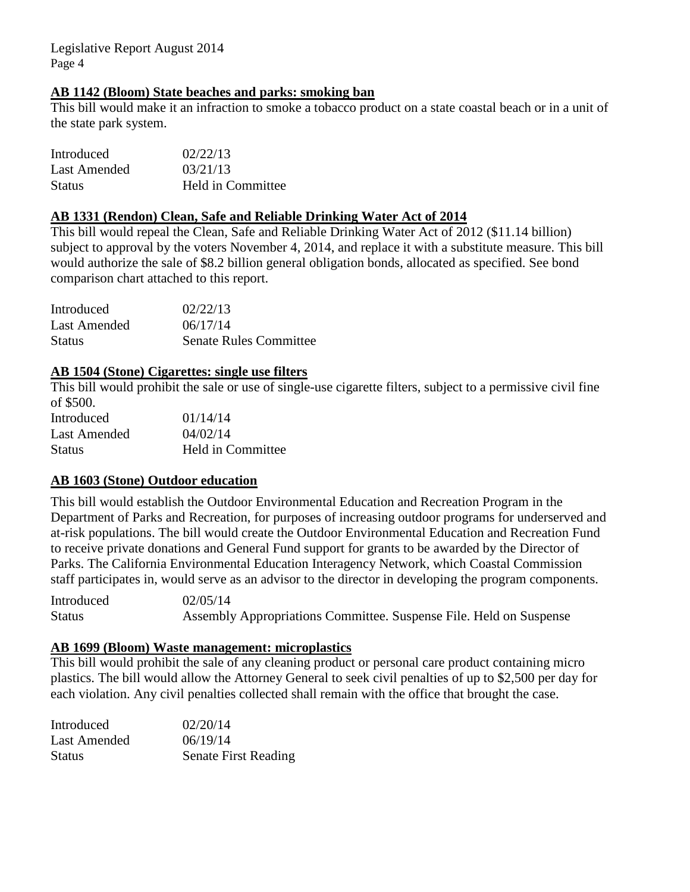### **AB 1142 (Bloom) State beaches and parks: smoking ban**

This bill would make it an infraction to smoke a tobacco product on a state coastal beach or in a unit of the state park system.

| | |
|---|---|
| Introduced | 02/22/13 |
| Last Amended | 03/21/13 |
| Status | Held in Committee |

### **AB 1331 (Rendon) Clean, Safe and Reliable Drinking Water Act of 2014**

This bill would repeal the Clean, Safe and Reliable Drinking Water Act of 2012 ($11.14 billion) subject to approval by the voters November 4, 2014, and replace it with a substitute measure. This bill would authorize the sale of $8.2 billion general obligation bonds, allocated as specified. See bond comparison chart attached to this report.

| | |
|---|---|
| Introduced | 02/22/13 |
| Last Amended | 06/17/14 |
| Status | Senate Rules Committee |

### **AB 1504 (Stone) Cigarettes: single use filters**

This bill would prohibit the sale or use of single-use cigarette filters, subject to a permissive civil fine of $500.

| | |
|---|---|
| Introduced | 01/14/14 |
| Last Amended | 04/02/14 |
| Status | Held in Committee |

### **AB 1603 (Stone) Outdoor education**

This bill would establish the Outdoor Environmental Education and Recreation Program in the Department of Parks and Recreation, for purposes of increasing outdoor programs for underserved and at-risk populations. The bill would create the Outdoor Environmental Education and Recreation Fund to receive private donations and General Fund support for grants to be awarded by the Director of Parks. The California Environmental Education Interagency Network, which Coastal Commission staff participates in, would serve as an advisor to the director in developing the program components.

| | |
|---|---|
| Introduced | 02/05/14 |
| Status | Assembly Appropriations Committee. Suspense File. Held on Suspense |

### **AB 1699 (Bloom) Waste management: microplastics**

This bill would prohibit the sale of any cleaning product or personal care product containing micro plastics. The bill would allow the Attorney General to seek civil penalties of up to $2,500 per day for each violation. Any civil penalties collected shall remain with the office that brought the case.

| | |
|---|---|
| Introduced | 02/20/14 |
| Last Amended | 06/19/14 |
| Status | Senate First Reading |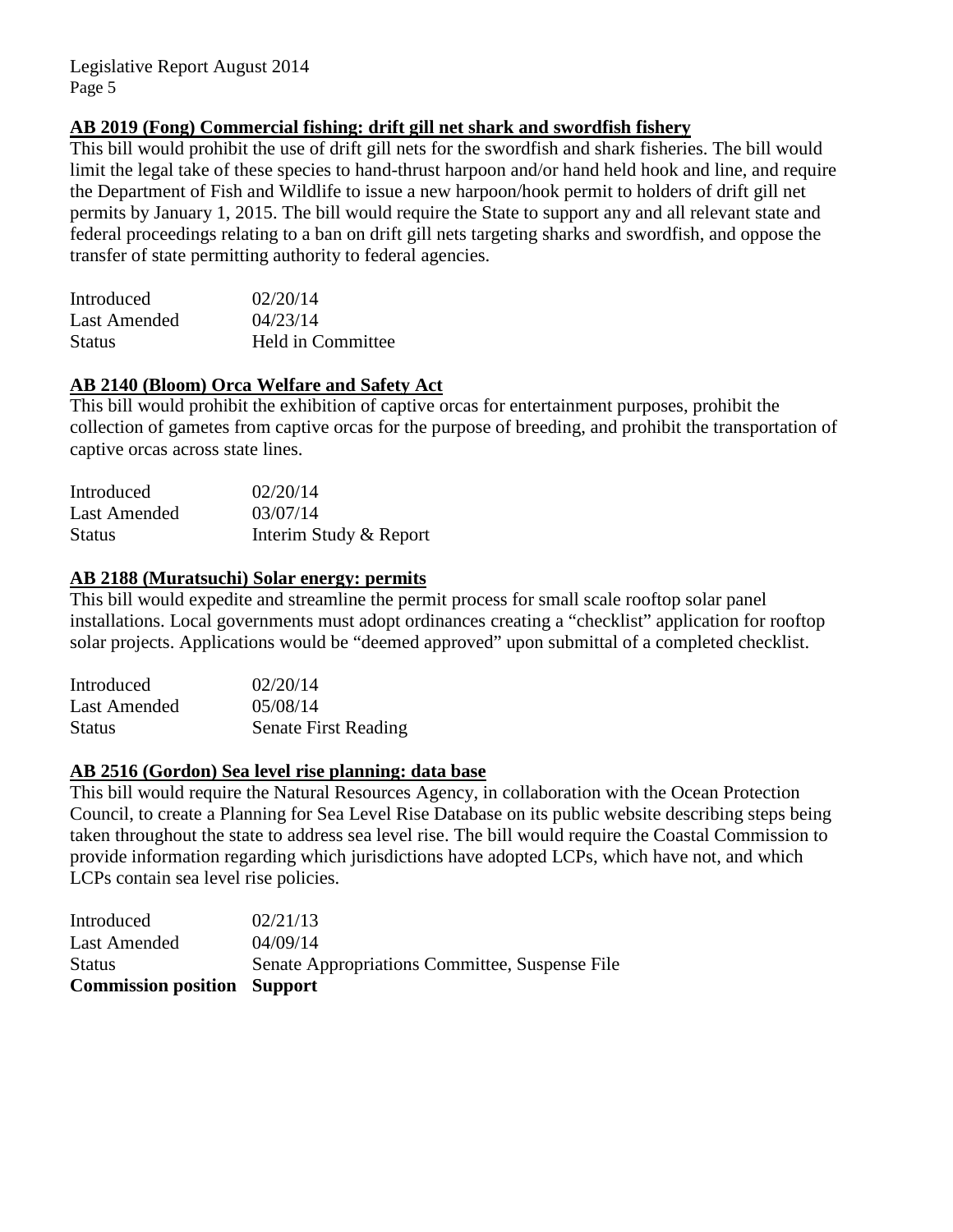**AB 2019 (Fong) Commercial fishing: drift gill net shark and swordfish fishery**

This bill would prohibit the use of drift gill nets for the swordfish and shark fisheries. The bill would limit the legal take of these species to hand-thrust harpoon and/or hand held hook and line, and require the Department of Fish and Wildlife to issue a new harpoon/hook permit to holders of drift gill net permits by January 1, 2015. The bill would require the State to support any and all relevant state and federal proceedings relating to a ban on drift gill nets targeting sharks and swordfish, and oppose the transfer of state permitting authority to federal agencies.

| | |
|---|---|
| Introduced | 02/20/14 |
| Last Amended | 04/23/14 |
| Status | Held in Committee |

**AB 2140 (Bloom) Orca Welfare and Safety Act**

This bill would prohibit the exhibition of captive orcas for entertainment purposes, prohibit the collection of gametes from captive orcas for the purpose of breeding, and prohibit the transportation of captive orcas across state lines.

| | |
|---|---|
| Introduced | 02/20/14 |
| Last Amended | 03/07/14 |
| Status | Interim Study & Report |

**AB 2188 (Muratsuchi) Solar energy: permits**

This bill would expedite and streamline the permit process for small scale rooftop solar panel installations. Local governments must adopt ordinances creating a "checklist" application for rooftop solar projects. Applications would be "deemed approved" upon submittal of a completed checklist.

| | |
|---|---|
| Introduced | 02/20/14 |
| Last Amended | 05/08/14 |
| Status | Senate First Reading |

**AB 2516 (Gordon) Sea level rise planning: data base**

This bill would require the Natural Resources Agency, in collaboration with the Ocean Protection Council, to create a Planning for Sea Level Rise Database on its public website describing steps being taken throughout the state to address sea level rise. The bill would require the Coastal Commission to provide information regarding which jurisdictions have adopted LCPs, which have not, and which LCPs contain sea level rise policies.

| | |
|---|---|
| Introduced | 02/21/13 |
| Last Amended | 04/09/14 |
| Status | Senate Appropriations Committee, Suspense File |
| **Commission position** | **Support** |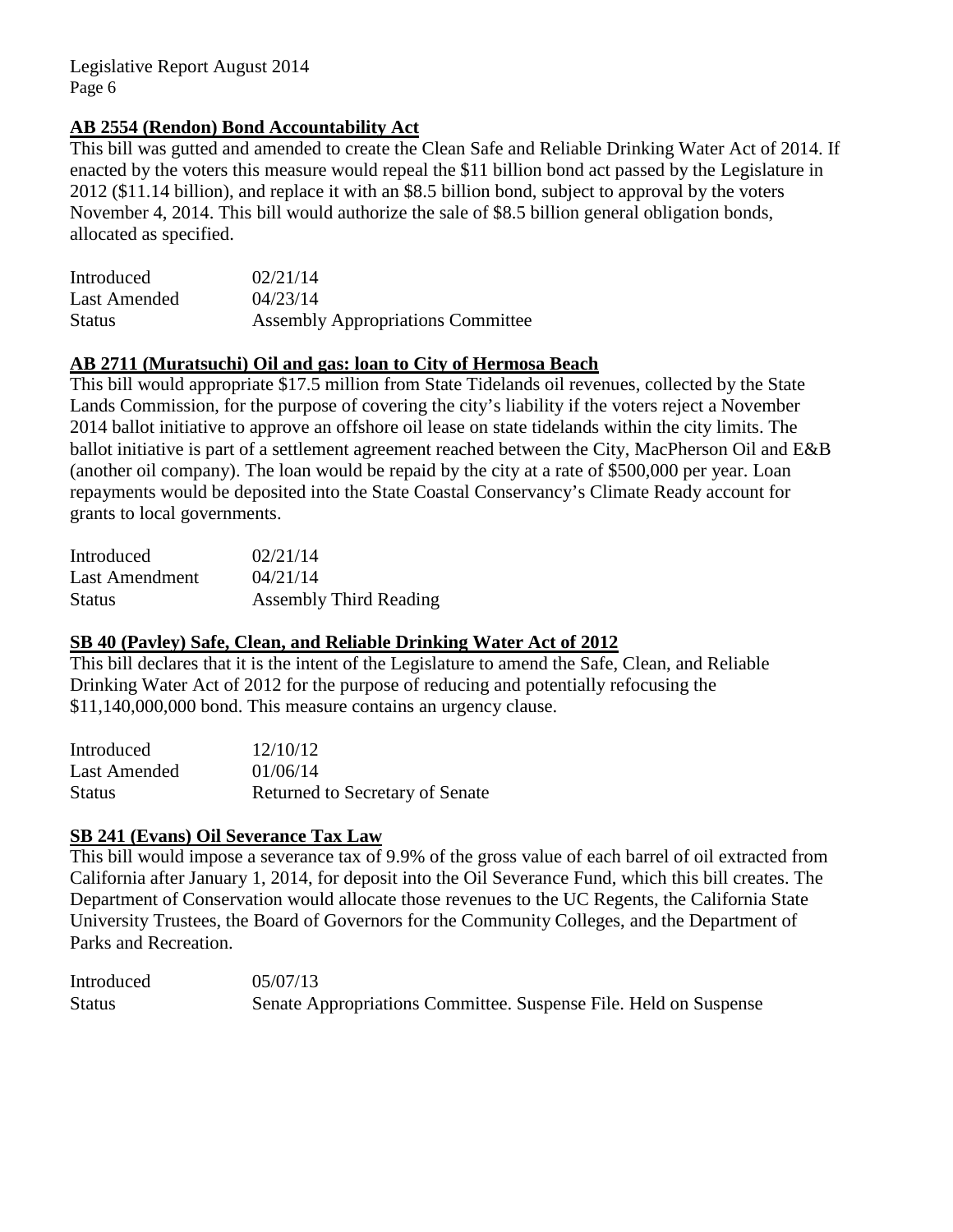**AB 2554 (Rendon) Bond Accountability Act**

This bill was gutted and amended to create the Clean Safe and Reliable Drinking Water Act of 2014. If enacted by the voters this measure would repeal the $11 billion bond act passed by the Legislature in 2012 ($11.14 billion), and replace it with an $8.5 billion bond, subject to approval by the voters November 4, 2014. This bill would authorize the sale of $8.5 billion general obligation bonds, allocated as specified.

| | |
|---|---|
| Introduced | 02/21/14 |
| Last Amended | 04/23/14 |
| Status | Assembly Appropriations Committee |

**AB 2711 (Muratsuchi) Oil and gas: loan to City of Hermosa Beach**

This bill would appropriate $17.5 million from State Tidelands oil revenues, collected by the State Lands Commission, for the purpose of covering the city's liability if the voters reject a November 2014 ballot initiative to approve an offshore oil lease on state tidelands within the city limits. The ballot initiative is part of a settlement agreement reached between the City, MacPherson Oil and E&B (another oil company). The loan would be repaid by the city at a rate of $500,000 per year. Loan repayments would be deposited into the State Coastal Conservancy's Climate Ready account for grants to local governments.

| | |
|---|---|
| Introduced | 02/21/14 |
| Last Amendment | 04/21/14 |
| Status | Assembly Third Reading |

**SB 40 (Pavley) Safe, Clean, and Reliable Drinking Water Act of 2012**

This bill declares that it is the intent of the Legislature to amend the Safe, Clean, and Reliable Drinking Water Act of 2012 for the purpose of reducing and potentially refocusing the $11,140,000,000 bond. This measure contains an urgency clause.

| | |
|---|---|
| Introduced | 12/10/12 |
| Last Amended | 01/06/14 |
| Status | Returned to Secretary of Senate |

**SB 241 (Evans) Oil Severance Tax Law**

This bill would impose a severance tax of 9.9% of the gross value of each barrel of oil extracted from California after January 1, 2014, for deposit into the Oil Severance Fund, which this bill creates. The Department of Conservation would allocate those revenues to the UC Regents, the California State University Trustees, the Board of Governors for the Community Colleges, and the Department of Parks and Recreation.

| | |
|---|---|
| Introduced | 05/07/13 |
| Status | Senate Appropriations Committee. Suspense File. Held on Suspense |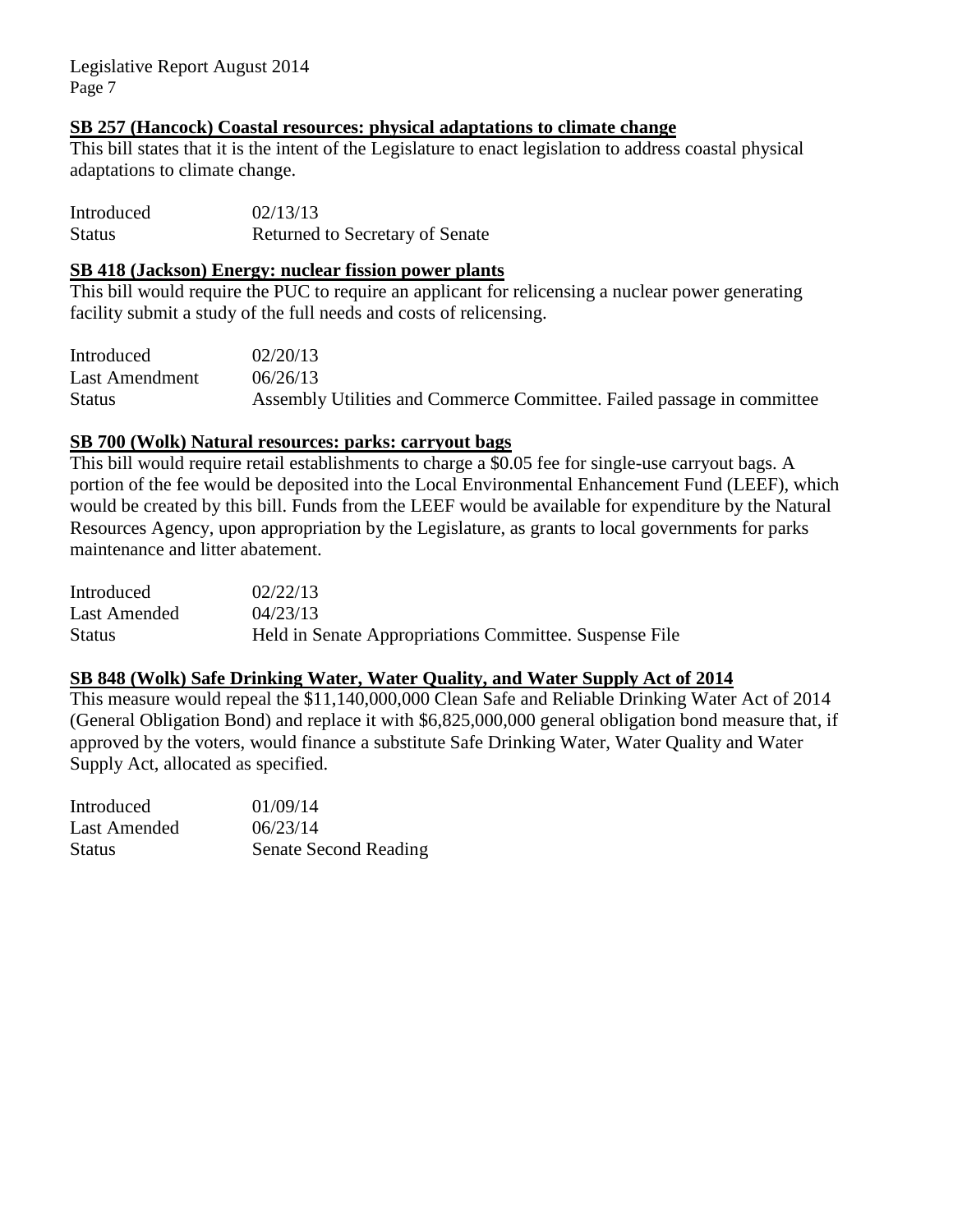**SB 257 (Hancock) Coastal resources: physical adaptations to climate change**

This bill states that it is the intent of the Legislature to enact legislation to address coastal physical adaptations to climate change.

| | |
|---|---|
| Introduced | 02/13/13 |
| Status | Returned to Secretary of Senate |

**SB 418 (Jackson) Energy: nuclear fission power plants**

This bill would require the PUC to require an applicant for relicensing a nuclear power generating facility submit a study of the full needs and costs of relicensing.

| | |
|---|---|
| Introduced | 02/20/13 |
| Last Amendment | 06/26/13 |
| Status | Assembly Utilities and Commerce Committee. Failed passage in committee |

**SB 700 (Wolk) Natural resources: parks: carryout bags**

This bill would require retail establishments to charge a $0.05 fee for single-use carryout bags. A portion of the fee would be deposited into the Local Environmental Enhancement Fund (LEEF), which would be created by this bill. Funds from the LEEF would be available for expenditure by the Natural Resources Agency, upon appropriation by the Legislature, as grants to local governments for parks maintenance and litter abatement.

| | |
|---|---|
| Introduced | 02/22/13 |
| Last Amended | 04/23/13 |
| Status | Held in Senate Appropriations Committee. Suspense File |

**SB 848 (Wolk) Safe Drinking Water, Water Quality, and Water Supply Act of 2014**

This measure would repeal the $11,140,000,000 Clean Safe and Reliable Drinking Water Act of 2014 (General Obligation Bond) and replace it with $6,825,000,000 general obligation bond measure that, if approved by the voters, would finance a substitute Safe Drinking Water, Water Quality and Water Supply Act, allocated as specified.

| | |
|---|---|
| Introduced | 01/09/14 |
| Last Amended | 06/23/14 |
| Status | Senate Second Reading |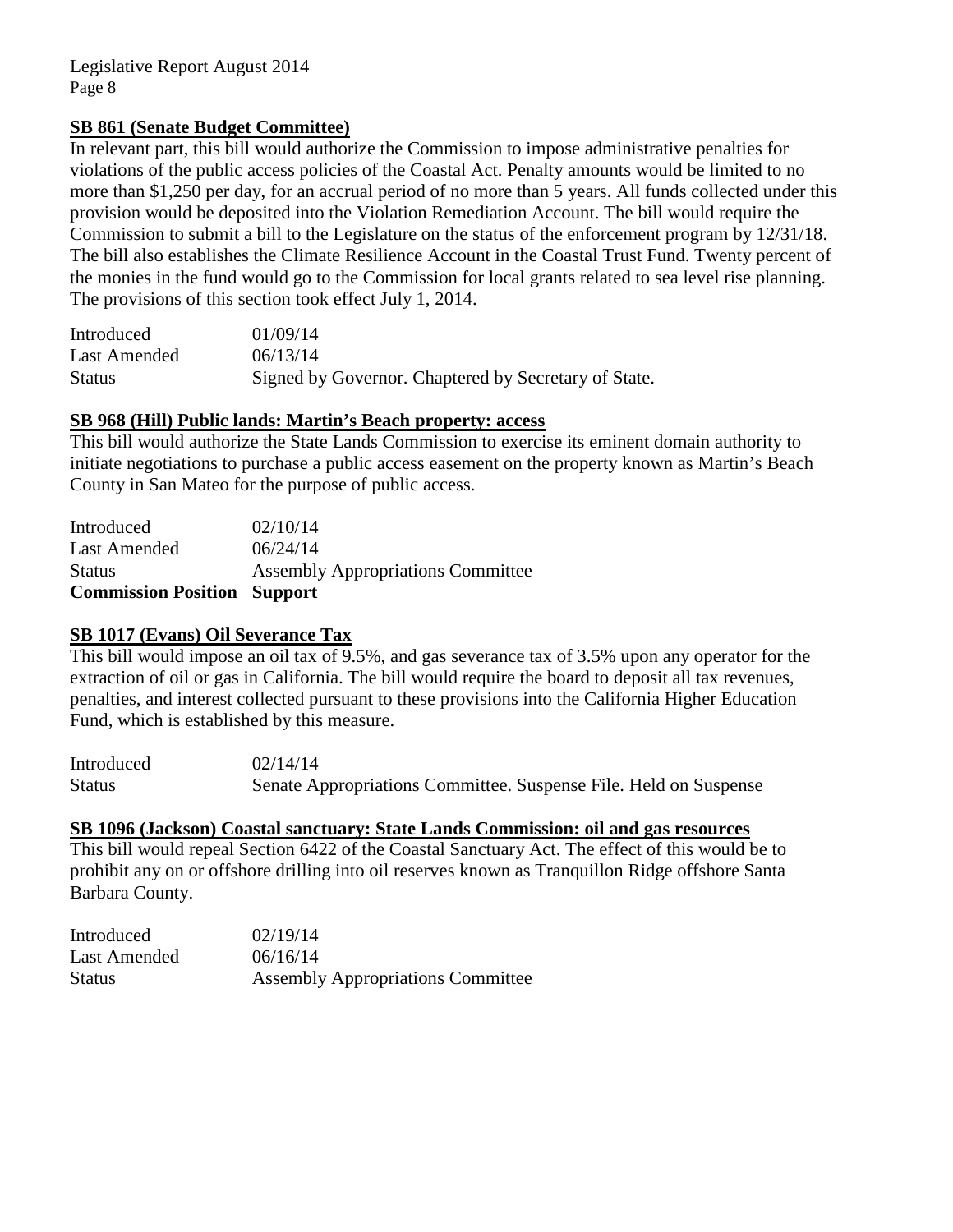**SB 861 (Senate Budget Committee)**

In relevant part, this bill would authorize the Commission to impose administrative penalties for violations of the public access policies of the Coastal Act. Penalty amounts would be limited to no more than $1,250 per day, for an accrual period of no more than 5 years. All funds collected under this provision would be deposited into the Violation Remediation Account. The bill would require the Commission to submit a bill to the Legislature on the status of the enforcement program by 12/31/18. The bill also establishes the Climate Resilience Account in the Coastal Trust Fund. Twenty percent of the monies in the fund would go to the Commission for local grants related to sea level rise planning. The provisions of this section took effect July 1, 2014.

| | |
|---|---|
| Introduced | 01/09/14 |
| Last Amended | 06/13/14 |
| Status | Signed by Governor. Chaptered by Secretary of State. |

**SB 968 (Hill) Public lands: Martin's Beach property: access**

This bill would authorize the State Lands Commission to exercise its eminent domain authority to initiate negotiations to purchase a public access easement on the property known as Martin's Beach County in San Mateo for the purpose of public access.

| | |
|---|---|
| Introduced | 02/10/14 |
| Last Amended | 06/24/14 |
| Status | Assembly Appropriations Committee |
| **Commission Position** | **Support** |

**SB 1017 (Evans) Oil Severance Tax**

This bill would impose an oil tax of 9.5%, and gas severance tax of 3.5% upon any operator for the extraction of oil or gas in California. The bill would require the board to deposit all tax revenues, penalties, and interest collected pursuant to these provisions into the California Higher Education Fund, which is established by this measure.

| | |
|---|---|
| Introduced | 02/14/14 |
| Status | Senate Appropriations Committee. Suspense File. Held on Suspense |

**SB 1096 (Jackson) Coastal sanctuary: State Lands Commission: oil and gas resources**

This bill would repeal Section 6422 of the Coastal Sanctuary Act. The effect of this would be to prohibit any on or offshore drilling into oil reserves known as Tranquillon Ridge offshore Santa Barbara County.

| | |
|---|---|
| Introduced | 02/19/14 |
| Last Amended | 06/16/14 |
| Status | Assembly Appropriations Committee |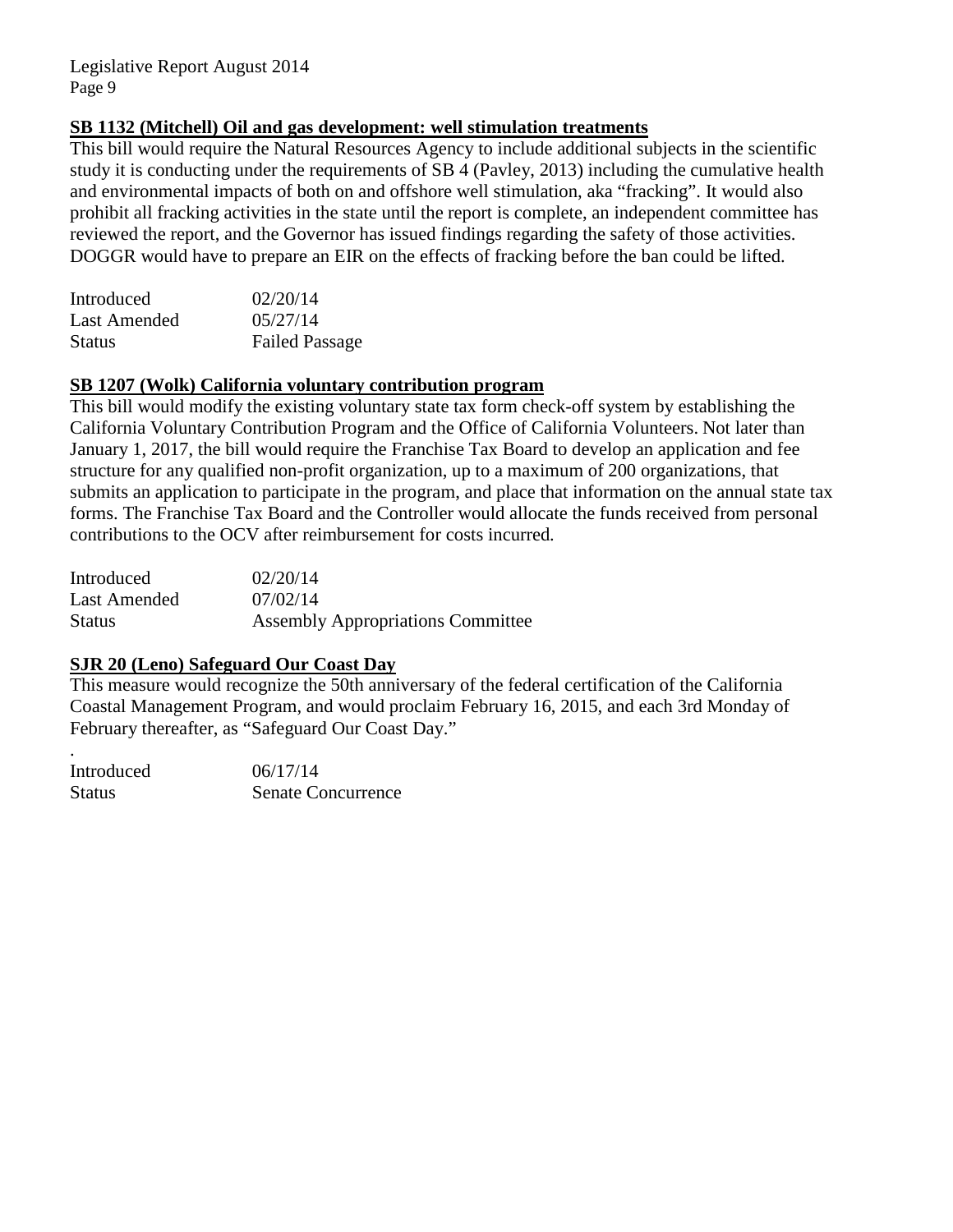**SB 1132 (Mitchell) Oil and gas development: well stimulation treatments**

This bill would require the Natural Resources Agency to include additional subjects in the scientific study it is conducting under the requirements of SB 4 (Pavley, 2013) including the cumulative health and environmental impacts of both on and offshore well stimulation, aka "fracking". It would also prohibit all fracking activities in the state until the report is complete, an independent committee has reviewed the report, and the Governor has issued findings regarding the safety of those activities. DOGGR would have to prepare an EIR on the effects of fracking before the ban could be lifted.

| | |
|---|---|
| Introduced | 02/20/14 |
| Last Amended | 05/27/14 |
| Status | Failed Passage |

**SB 1207 (Wolk) California voluntary contribution program**

This bill would modify the existing voluntary state tax form check-off system by establishing the California Voluntary Contribution Program and the Office of California Volunteers. Not later than January 1, 2017, the bill would require the Franchise Tax Board to develop an application and fee structure for any qualified non-profit organization, up to a maximum of 200 organizations, that submits an application to participate in the program, and place that information on the annual state tax forms. The Franchise Tax Board and the Controller would allocate the funds received from personal contributions to the OCV after reimbursement for costs incurred.

| | |
|---|---|
| Introduced | 02/20/14 |
| Last Amended | 07/02/14 |
| Status | Assembly Appropriations Committee |

**SJR 20 (Leno) Safeguard Our Coast Day**

This measure would recognize the 50th anniversary of the federal certification of the California Coastal Management Program, and would proclaim February 16, 2015, and each 3rd Monday of February thereafter, as "Safeguard Our Coast Day."

.

| | |
|---|---|
| Introduced | 06/17/14 |
| Status | Senate Concurrence |